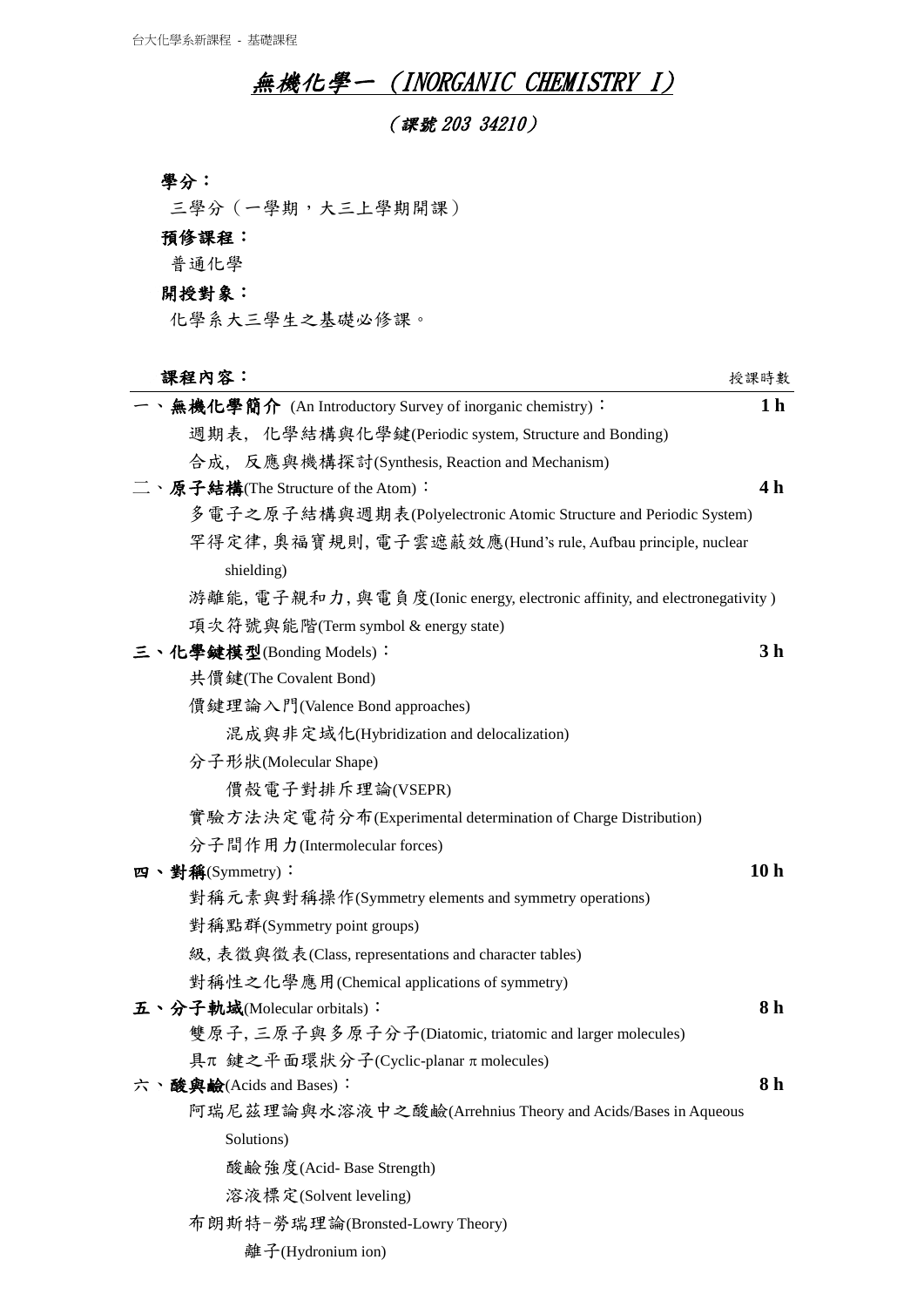# 無機化學一（INORGANIC CHEMISTRY I）

## （課號 203 34210）

**學分：**

三學分（一學期，大三上學期開課）

**預修課程：**

普通化學

**開授對象：**

化學系大三學生之基礎必修課。

**課程內容：** 授課時數

一、**無機化學簡介** (An Introductory Survey of inorganic chemistry)： **1 h**

- 週期表, 化學結構與化學鍵(Periodic system, Structure and Bonding)
- 合成, 反應與機構探討(Synthesis, Reaction and Mechanism)

二、**原子結構**(The Structure of the Atom)： **4 h**

- 多電子之原子結構與週期表(Polyelectronic Atomic Structure and Periodic System)
- 罕得定律, 奧福寶規則, 電子雲遮蔽效應(Hund's rule, Aufbau principle, nuclear shielding)
- 游離能, 電子親和力, 與電負度(Ionic energy, electronic affinity, and electronegativity )
- 項次符號與能階(Term symbol & energy state)

三、**化學鍵模型**(Bonding Models)： **3 h**

- 共價鍵(The Covalent Bond)
- 價鍵理論入門(Valence Bond approaches)
  - 混成與非定域化(Hybridization and delocalization)
- 分子形狀(Molecular Shape)
  - 價殼電子對排斥理論(VSEPR)
- 實驗方法決定電荷分布(Experimental determination of Charge Distribution)
- 分子間作用力(Intermolecular forces)

四、**對稱**(Symmetry)： **10 h**

- 對稱元素與對稱操作(Symmetry elements and symmetry operations)
- 對稱點群(Symmetry point groups)
- 級, 表徵與徵表(Class, representations and character tables)
- 對稱性之化學應用(Chemical applications of symmetry)

五、**分子軌域**(Molecular orbitals)： **8 h**

- 雙原子, 三原子與多原子分子(Diatomic, triatomic and larger molecules)
- 具π 鍵之平面環狀分子(Cyclic-planar π molecules)

六、**酸與鹼**(Acids and Bases)： **8 h**

- 阿瑞尼茲理論與水溶液中之酸鹼(Arrehnius Theory and Acids/Bases in Aqueous Solutions)
  - 酸鹼強度(Acid- Base Strength)
  - 溶液標定(Solvent leveling)
- 布朗斯特-勞瑞理論(Bronsted-Lowry Theory)
  - 離子(Hydronium ion)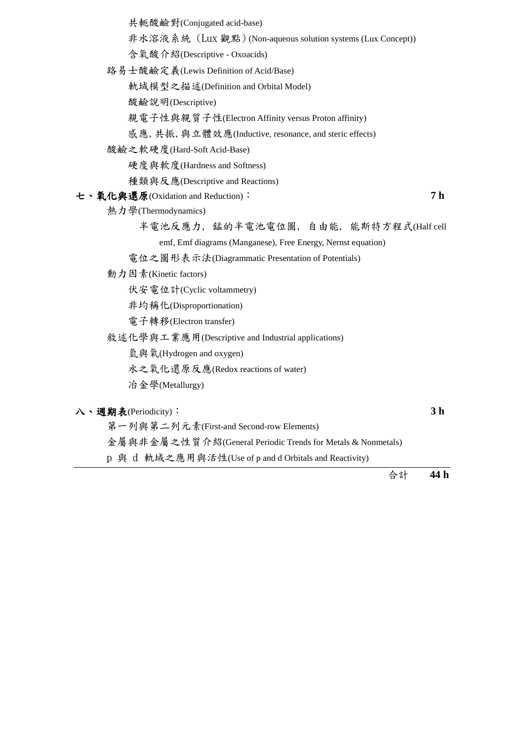共軛酸鹼對(Conjugated acid-base)

非水溶液系統（Lux 觀點）(Non-aqueous solution systems (Lux Concept))

含氧酸介紹(Descriptive - Oxoacids)

路易士酸鹼定義(Lewis Definition of Acid/Base)

軌域模型之描述(Definition and Orbital Model)

酸鹼說明(Descriptive)

親電子性與親質子性(Electron Affinity versus Proton affinity)

感應, 共振, 與立體效應(Inductive, resonance, and steric effects)

酸鹼之軟硬度(Hard-Soft Acid-Base)

硬度與軟度(Hardness and Softness)

種類與反應(Descriptive and Reactions)

**七、氧化與還原**(Oxidation and Reduction)： **7 h**

熱力學(Thermodynamics)

半電池反應力, 錳的半電池電位圖, 自由能, 能斯特方程式(Half cell emf, Emf diagrams (Manganese), Free Energy, Nernst equation)

電位之圖形表示法(Diagrammatic Presentation of Potentials)

動力因素(Kinetic factors)

伏安電位計(Cyclic voltammetry)

非均稱化(Disproportionation)

電子轉移(Electron transfer)

敘述化學與工業應用(Descriptive and Industrial applications)

氫與氧(Hydrogen and oxygen)

水之氧化還原反應(Redox reactions of water)

冶金學(Metallurgy)

**八、週期表**(Periodicity)： **3 h**

第一列與第二列元素(First-and Second-row Elements)

金屬與非金屬之性質介紹(General Periodic Trends for Metals & Nonmetals)

p 與 d 軌域之應用與活性(Use of p and d Orbitals and Reactivity)

合計 **44 h**